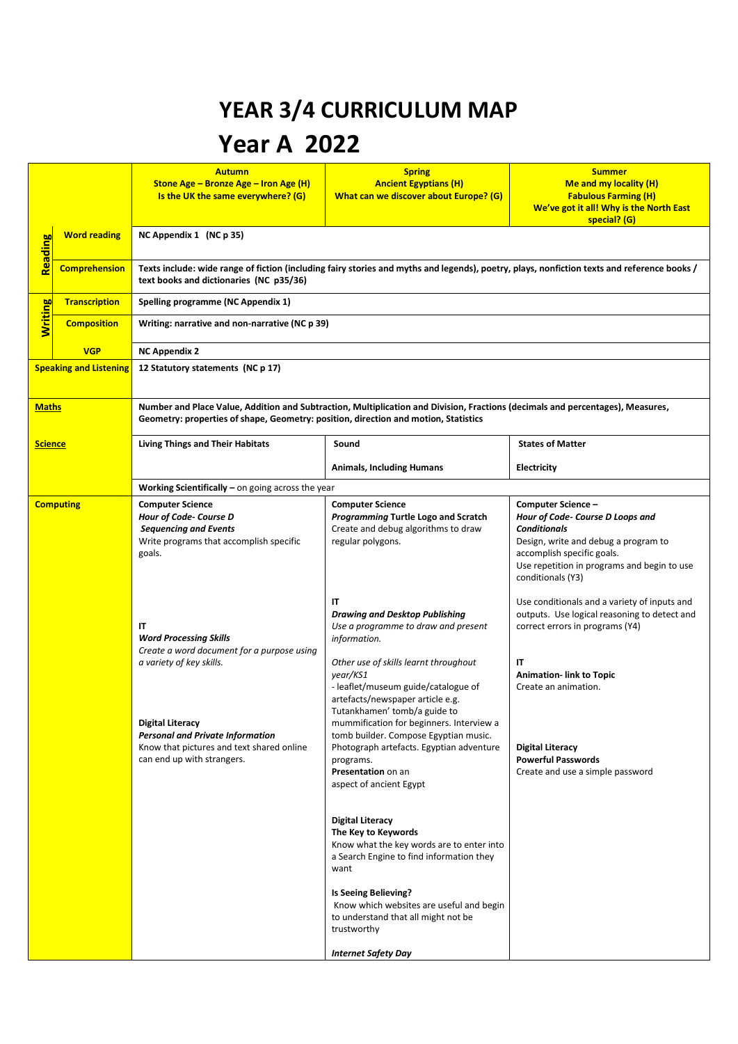# YEAR 3/4 CURRICULUM MAP

# Year A 2022

| | | **Autumn**<br>**Stone Age – Bronze Age – Iron Age (H)**<br>**Is the UK the same everywhere? (G)** | **Spring**<br>**Ancient Egyptians (H)**<br>**What can we discover about Europe? (G)** | **Summer**<br>**Me and my locality (H)**<br>**Fabulous Farming (H)**<br>**We've got it all! Why is the North East special? (G)** |
|---|---|---|---|---|
| **Reading** | **Word reading** | **NC Appendix 1 (NC p 35)** | | |
| | **Comprehension** | **Texts include: wide range of fiction (including fairy stories and myths and legends), poetry, plays, nonfiction texts and reference books / text books and dictionaries (NC p35/36)** | | |
| **Writing** | **Transcription** | **Spelling programme (NC Appendix 1)** | | |
| | **Composition** | **Writing: narrative and non-narrative (NC p 39)** | | |
| | **VGP** | **NC Appendix 2** | | |
| **Speaking and Listening** | | **12 Statutory statements (NC p 17)** | | |
| **Maths** | | **Number and Place Value, Addition and Subtraction, Multiplication and Division, Fractions (decimals and percentages), Measures, Geometry: properties of shape, Geometry: position, direction and motion, Statistics** | | |
| **Science** | | **Living Things and Their Habitats** | **Sound**<br><br>**Animals, Including Humans** | **States of Matter**<br><br>**Electricity** |
| | | **Working Scientifically –** on going across the year | | |
| **Computing** | | **Computer Science**<br>***Hour of Code- Course D***<br>***Sequencing and Events***<br>Write programs that accomplish specific goals.<br><br>**IT**<br>***Word Processing Skills***<br>*Create a word document for a purpose using a variety of key skills.*<br><br>**Digital Literacy**<br>***Personal and Private Information***<br>Know that pictures and text shared online can end up with strangers. | **Computer Science**<br>***Programming* Turtle Logo and Scratch**<br>Create and debug algorithms to draw regular polygons.<br><br>**IT**<br>***Drawing and Desktop Publishing***<br>*Use a programme to draw and present information.*<br><br>*Other use of skills learnt throughout year/KS1*<br>- leaflet/museum guide/catalogue of artefacts/newspaper article e.g. Tutankhamen' tomb/a guide to mummification for beginners. Interview a tomb builder. Compose Egyptian music. Photograph artefacts. Egyptian adventure programs.<br>**Presentation** on an aspect of ancient Egypt<br><br>**Digital Literacy**<br>**The Key to Keywords**<br>Know what the key words are to enter into a Search Engine to find information they want<br><br>**Is Seeing Believing?**<br>Know which websites are useful and begin to understand that all might not be trustworthy<br><br>***Internet Safety Day*** | **Computer Science –**<br>***Hour of Code- Course D Loops and Conditionals***<br>Design, write and debug a program to accomplish specific goals.<br>Use repetition in programs and begin to use conditionals (Y3)<br><br>Use conditionals and a variety of inputs and outputs. Use logical reasoning to detect and correct errors in programs (Y4)<br><br>**IT**<br>**Animation- link to Topic**<br>Create an animation.<br><br>**Digital Literacy**<br>**Powerful Passwords**<br>Create and use a simple password |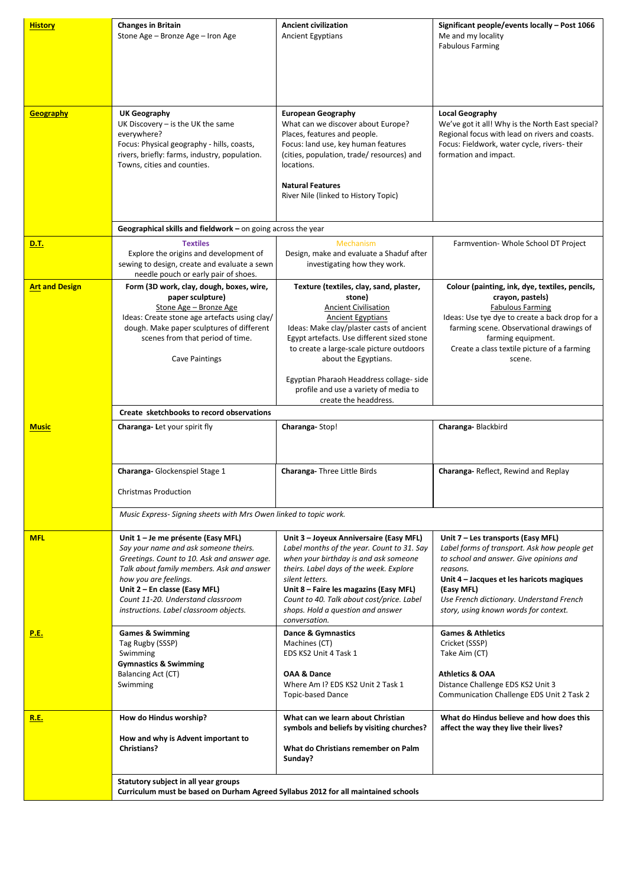| | | | |
|---|---|---|---|
| **History** | **Changes in Britain**<br>Stone Age – Bronze Age – Iron Age | **Ancient civilization**<br>Ancient Egyptians | **Significant people/events locally – Post 1066**<br>Me and my locality<br>Fabulous Farming |
| **Geography** | **UK Geography**<br>UK Discovery – is the UK the same everywhere?<br>Focus: Physical geography - hills, coasts, rivers, briefly: farms, industry, population. Towns, cities and counties. | **European Geography**<br>What can we discover about Europe? Places, features and people.<br>Focus: land use, key human features (cities, population, trade/ resources) and locations.<br><br>**Natural Features**<br>River Nile (linked to History Topic) | **Local Geography**<br>We've got it all! Why is the North East special? Regional focus with lead on rivers and coasts. Focus: Fieldwork, water cycle, rivers- their formation and impact. |
| | **Geographical skills and fieldwork –** on going across the year | | |
| **D.T.** | **Textiles**<br>Explore the origins and development of sewing to design, create and evaluate a sewn needle pouch or early pair of shoes. | **Mechanism**<br>Design, make and evaluate a Shaduf after investigating how they work. | Farmvention- Whole School DT Project |
| **Art and Design** | **Form (3D work, clay, dough, boxes, wire, paper sculpture)**<br>Stone Age – Bronze Age<br>Ideas: Create stone age artefacts using clay/ dough. Make paper sculptures of different scenes from that period of time.<br><br>Cave Paintings | **Texture (textiles, clay, sand, plaster, stone)**<br>Ancient Civilisation<br>Ancient Egyptians<br>Ideas: Make clay/plaster casts of ancient Egypt artefacts. Use different sized stone to create a large-scale picture outdoors about the Egyptians.<br><br>Egyptian Pharaoh Headdress collage- side profile and use a variety of media to create the headdress. | **Colour (painting, ink, dye, textiles, pencils, crayon, pastels)**<br>Fabulous Farming<br>Ideas: Use tye dye to create a back drop for a farming scene. Observational drawings of farming equipment.<br>Create a class textile picture of a farming scene. |
| | **Create sketchbooks to record observations** | | |
| **Music** | **Charanga-** Let your spirit fly | **Charanga-** Stop! | **Charanga-** Blackbird |
| | **Charanga-** Glockenspiel Stage 1<br><br>Christmas Production | **Charanga-** Three Little Birds | **Charanga-** Reflect, Rewind and Replay |
| | *Music Express- Signing sheets with Mrs Owen linked to topic work.* | | |
| **MFL** | **Unit 1 – Je me présente (Easy MFL)**<br>*Say your name and ask someone theirs. Greetings. Count to 10. Ask and answer age. Talk about family members. Ask and answer how you are feelings.*<br>**Unit 2 – En classe (Easy MFL)**<br>*Count 11-20. Understand classroom instructions. Label classroom objects.* | **Unit 3 – Joyeux Anniversaire (Easy MFL)**<br>*Label months of the year. Count to 31. Say when your birthday is and ask someone theirs. Label days of the week. Explore silent letters.*<br>**Unit 8 – Faire les magazins (Easy MFL)**<br>*Count to 40. Talk about cost/price. Label shops. Hold a question and answer conversation.* | **Unit 7 – Les transports (Easy MFL)**<br>*Label forms of transport. Ask how people get to school and answer. Give opinions and reasons.*<br>**Unit 4 – Jacques et les haricots magiques (Easy MFL)**<br>*Use French dictionary. Understand French story, using known words for context.* |
| **P.E.** | **Games & Swimming**<br>Tag Rugby (SSSP)<br>Swimming<br>**Gymnastics & Swimming**<br>Balancing Act (CT)<br>Swimming | **Dance & Gymnastics**<br>Machines (CT)<br>EDS KS2 Unit 4 Task 1<br><br>**OAA & Dance**<br>Where Am I? EDS KS2 Unit 2 Task 1<br>Topic-based Dance | **Games & Athletics**<br>Cricket (SSSP)<br>Take Aim (CT)<br><br>**Athletics & OAA**<br>Distance Challenge EDS KS2 Unit 3<br>Communication Challenge EDS Unit 2 Task 2 |
| **R.E.** | **How do Hindus worship?**<br><br>**How and why is Advent important to Christians?** | **What can we learn about Christian symbols and beliefs by visiting churches?**<br><br>**What do Christians remember on Palm Sunday?** | **What do Hindus believe and how does this affect the way they live their lives?** |
| | **Statutory subject in all year groups**<br>**Curriculum must be based on Durham Agreed Syllabus 2012 for all maintained schools** | | |